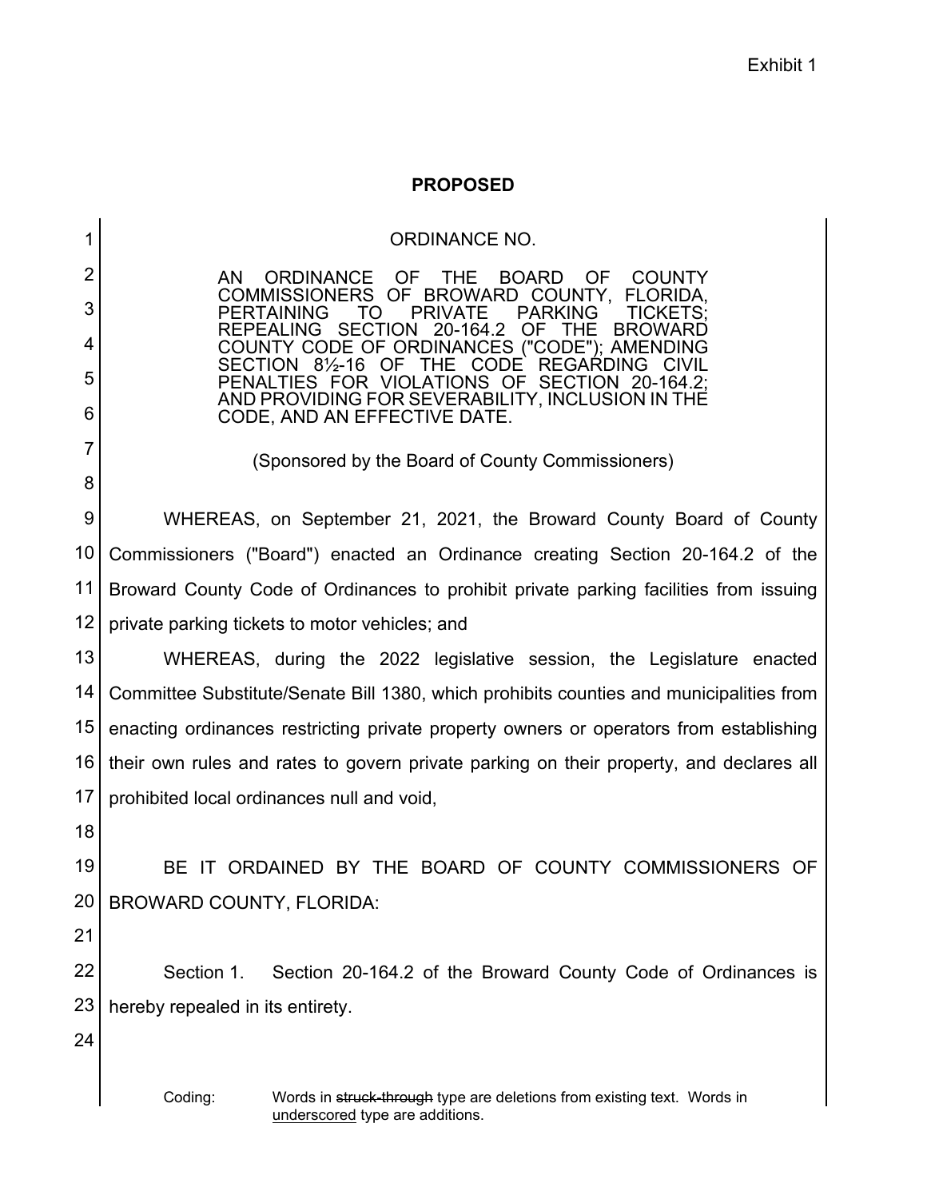Exhibit 1

**PROPOSED**

ORDINANCE NO.

AN ORDINANCE OF THE BOARD OF COUNTY COMMISSIONERS OF BROWARD COUNTY, FLORIDA, PERTAINING TO PRIVATE PARKING TICKETS; REPEALING SECTION 20-164.2 OF THE BROWARD COUNTY CODE OF ORDINANCES ("CODE"); AMENDING SECTION 8½-16 OF THE CODE REGARDING CIVIL PENALTIES FOR VIOLATIONS OF SECTION 20-164.2; AND PROVIDING FOR SEVERABILITY, INCLUSION IN THE CODE, AND AN EFFECTIVE DATE.

(Sponsored by the Board of County Commissioners)

WHEREAS, on September 21, 2021, the Broward County Board of County Commissioners ("Board") enacted an Ordinance creating Section 20-164.2 of the Broward County Code of Ordinances to prohibit private parking facilities from issuing private parking tickets to motor vehicles; and

WHEREAS, during the 2022 legislative session, the Legislature enacted Committee Substitute/Senate Bill 1380, which prohibits counties and municipalities from enacting ordinances restricting private property owners or operators from establishing their own rules and rates to govern private parking on their property, and declares all prohibited local ordinances null and void,

BE IT ORDAINED BY THE BOARD OF COUNTY COMMISSIONERS OF BROWARD COUNTY, FLORIDA:

Section 1. Section 20-164.2 of the Broward County Code of Ordinances is hereby repealed in its entirety.

Coding: Words in ~~struck-through~~ type are deletions from existing text. Words in underscored type are additions.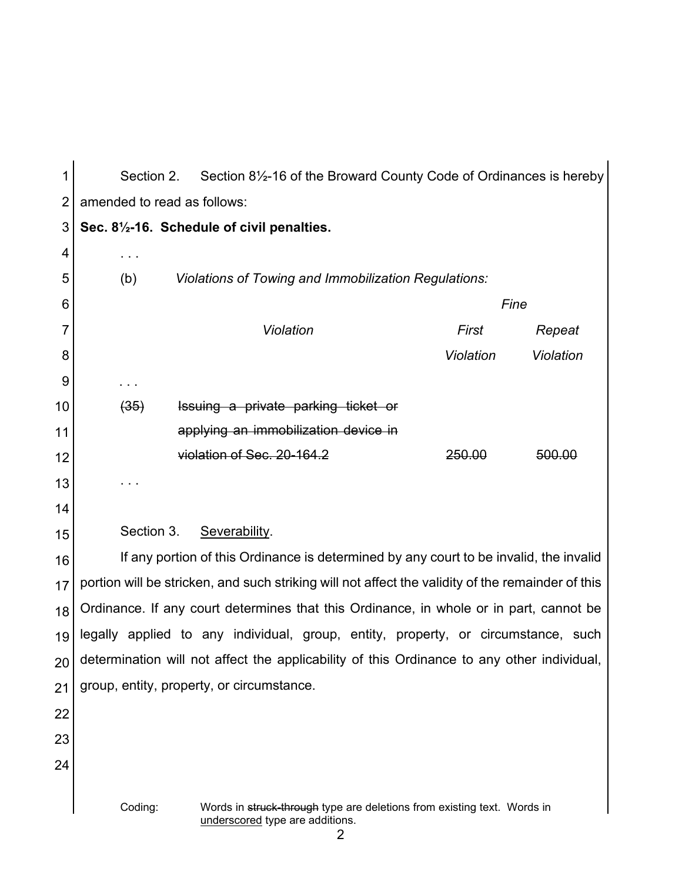Section 2. Section 8½-16 of the Broward County Code of Ordinances is hereby amended to read as follows:

**Sec. 8½-16. Schedule of civil penalties.**

. . .

(b) *Violations of Towing and Immobilization Regulations:*

| | *Violation* | *Fine First Violation* | *Fine Repeat Violation* |
|---|---|---|---|
| . . . | | | |
| ~~(35)~~ | ~~Issuing a private parking ticket or applying an immobilization device in violation of Sec. 20-164.2~~ | ~~250.00~~ | ~~500.00~~ |
| . . . | | | |

Section 3. Severability.

If any portion of this Ordinance is determined by any court to be invalid, the invalid portion will be stricken, and such striking will not affect the validity of the remainder of this Ordinance. If any court determines that this Ordinance, in whole or in part, cannot be legally applied to any individual, group, entity, property, or circumstance, such determination will not affect the applicability of this Ordinance to any other individual, group, entity, property, or circumstance.

Coding: Words in ~~struck-through~~ type are deletions from existing text. Words in underscored type are additions.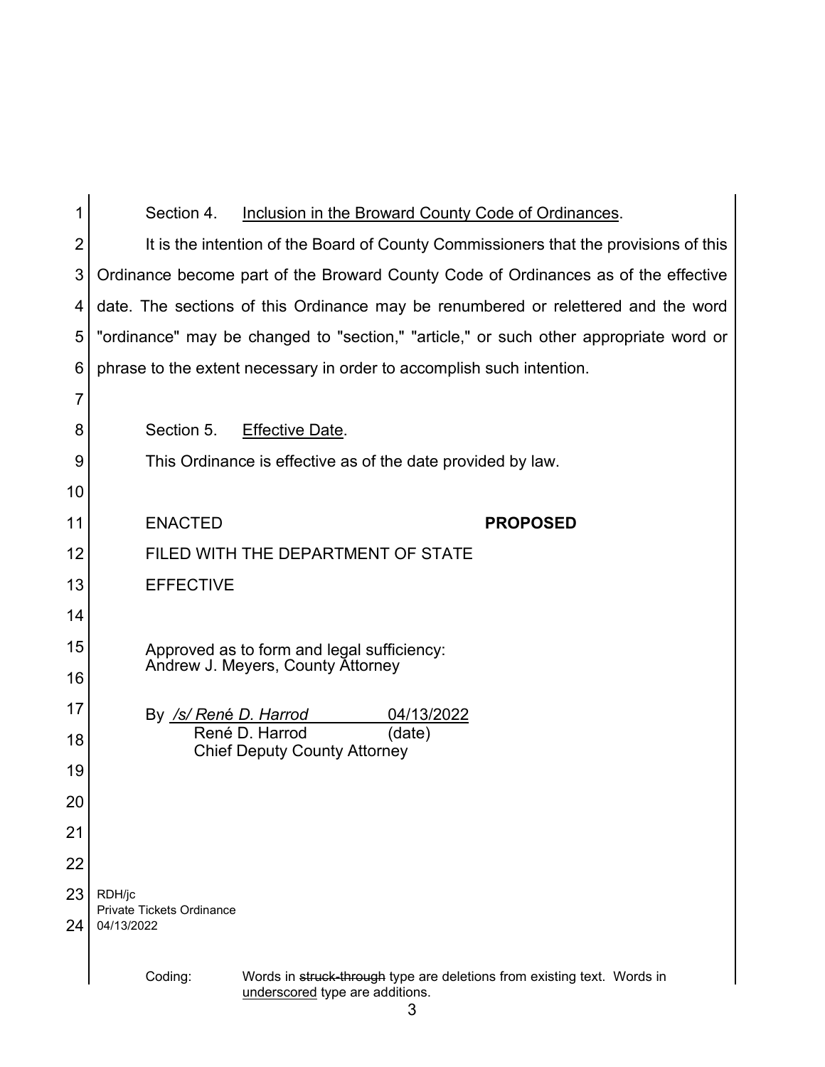Section 4. Inclusion in the Broward County Code of Ordinances.

It is the intention of the Board of County Commissioners that the provisions of this Ordinance become part of the Broward County Code of Ordinances as of the effective date. The sections of this Ordinance may be renumbered or relettered and the word "ordinance" may be changed to "section," "article," or such other appropriate word or phrase to the extent necessary in order to accomplish such intention.

Section 5. Effective Date.

This Ordinance is effective as of the date provided by law.

ENACTED **PROPOSED**

FILED WITH THE DEPARTMENT OF STATE

EFFECTIVE

Approved as to form and legal sufficiency:
Andrew J. Meyers, County Attorney

By */s/ René D. Harrod* 04/13/2022
René D. Harrod (date)
Chief Deputy County Attorney

RDH/jc
Private Tickets Ordinance
04/13/2022

Coding: Words in ~~struck-through~~ type are deletions from existing text. Words in underscored type are additions.